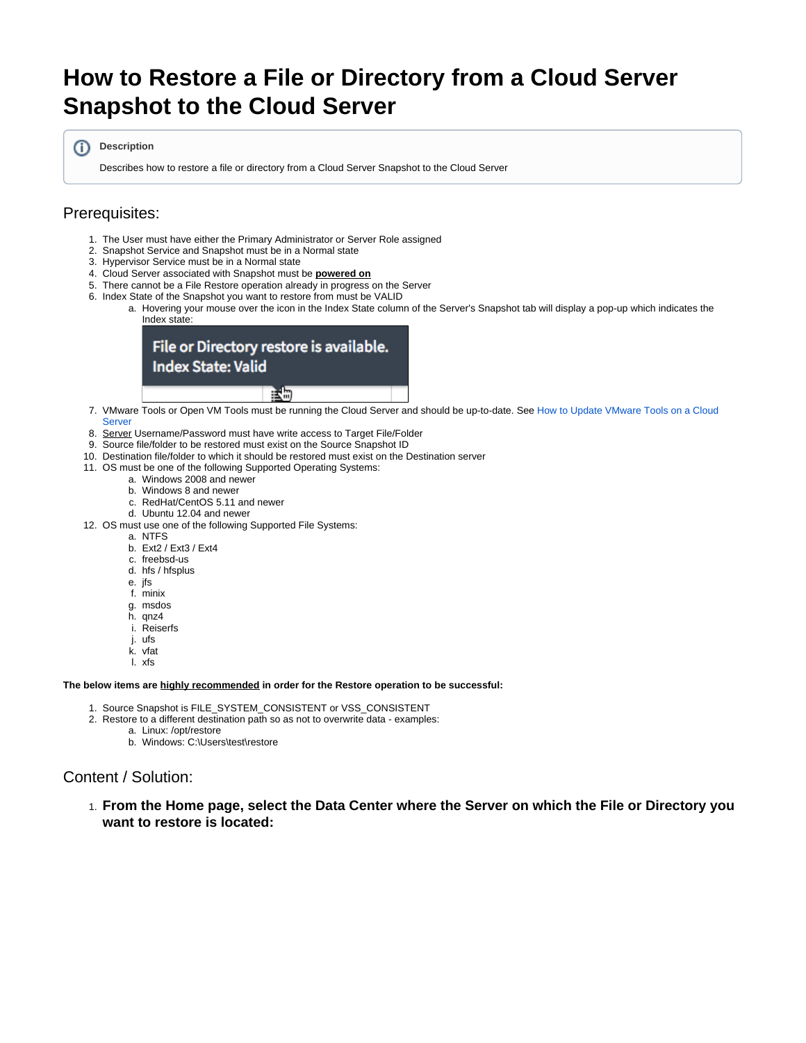# How to Restore a File or Directory from a Cloud Server Snapshot to the Cloud Server

**Description**

Describes how to restore a file or directory from a Cloud Server Snapshot to the Cloud Server

## Prerequisites:

1. The User must have either the Primary Administrator or Server Role assigned
2. Snapshot Service and Snapshot must be in a Normal state
3. Hypervisor Service must be in a Normal state
4. Cloud Server associated with Snapshot must be **powered on**
5. There cannot be a File Restore operation already in progress on the Server
6. Index State of the Snapshot you want to restore from must be VALID
    a. Hovering your mouse over the icon in the Index State column of the Server's Snapshot tab will display a pop-up which indicates the Index state:

       File or Directory restore is available.
       Index State: Valid

7. VMware Tools or Open VM Tools must be running the Cloud Server and should be up-to-date. See How to Update VMware Tools on a Cloud Server
8. Server Username/Password must have write access to Target File/Folder
9. Source file/folder to be restored must exist on the Source Snapshot ID
10. Destination file/folder to which it should be restored must exist on the Destination server
11. OS must be one of the following Supported Operating Systems:
    a. Windows 2008 and newer
    b. Windows 8 and newer
    c. RedHat/CentOS 5.11 and newer
    d. Ubuntu 12.04 and newer
12. OS must use one of the following Supported File Systems:
    a. NTFS
    b. Ext2 / Ext3 / Ext4
    c. freebsd-us
    d. hfs / hfsplus
    e. jfs
    f. minix
    g. msdos
    h. qnz4
    i. Reiserfs
    j. ufs
    k. vfat
    l. xfs

**The below items are highly recommended in order for the Restore operation to be successful:**

1. Source Snapshot is FILE_SYSTEM_CONSISTENT or VSS_CONSISTENT
2. Restore to a different destination path so as not to overwrite data - examples:
    a. Linux: /opt/restore
    b. Windows: C:\Users\test\restore

## Content / Solution:

1. **From the Home page, select the Data Center where the Server on which the File or Directory you want to restore is located:**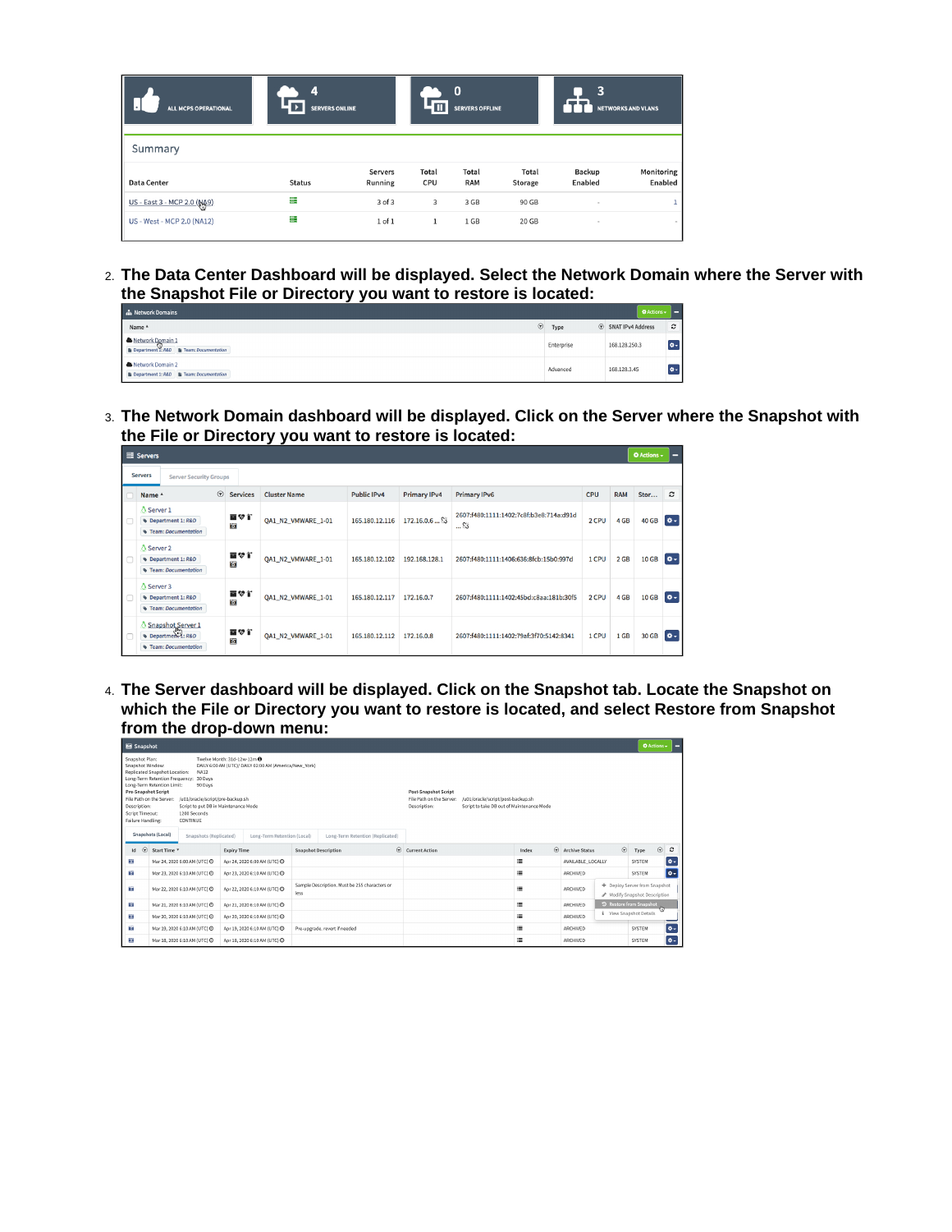| ALL MCPS OPERATIONAL | 4 SERVERS ONLINE | 0 SERVERS OFFLINE | 3 NETWORKS AND VLANS |
|---|---|---|---|

Summary

| Data Center | Status | Servers Running | Total CPU | Total RAM | Total Storage | Backup Enabled | Monitoring Enabled |
|---|---|---|---|---|---|---|---|
| US - East 3 - MCP 2.0 (NA9) | | 3 of 3 | 3 | 3 GB | 90 GB | - | 1 |
| US - West - MCP 2.0 (NA12) | | 1 of 1 | 1 | 1 GB | 20 GB | - | - |

2. **The Data Center Dashboard will be displayed. Select the Network Domain where the Server with the Snapshot File or Directory you want to restore is located:**

Network Domains

| Name | Type | SNAT IPv4 Address |
|---|---|---|
| Network Domain 1 (Department 1: R&D, Team: Documentation) | Enterprise | 168.128.250.3 |
| Network Domain 2 (Department 1: R&D, Team: Documentation) | Advanced | 168.128.3.45 |

3. **The Network Domain dashboard will be displayed. Click on the Server where the Snapshot with the File or Directory you want to restore is located:**

Servers

| Name | Services | Cluster Name | Public IPv4 | Primary IPv4 | Primary IPv6 | CPU | RAM | Stor... |
|---|---|---|---|---|---|---|---|---|
| Server 1 (Department 1: R&D, Team: Documentation) | | QA1_N2_VMWARE_1-01 | 165.180.12.116 | 172.16.0.6 ... | 2607:f480:1111:1402:7c8f:b3e8:714a:d91d ... | 2 CPU | 4 GB | 40 GB |
| Server 2 (Department 1: R&D, Team: Documentation) | | QA1_N2_VMWARE_1-01 | 165.180.12.102 | 192.168.128.1 | 2607:f480:1111:1406:636:8fcb:15b0:997d | 1 CPU | 2 GB | 10 GB |
| Server 3 (Department 1: R&D, Team: Documentation) | | QA1_N2_VMWARE_1-01 | 165.180.12.117 | 172.16.0.7 | 2607:f480:1111:1402:45bd:c8aa:181b:30f5 | 2 CPU | 4 GB | 10 GB |
| Snapshot Server 1 (Department 1: R&D, Team: Documentation) | | QA1_N2_VMWARE_1-01 | 165.180.12.112 | 172.16.0.8 | 2607:f480:1111:1402:79af:3f70:5142:8341 | 1 CPU | 1 GB | 30 GB |

4. **The Server dashboard will be displayed. Click on the Snapshot tab. Locate the Snapshot on which the File or Directory you want to restore is located, and select Restore from Snapshot from the drop-down menu:**

Snapshot

Snapshot Plan: Twelve Month: 31d-12w-12m
Snapshot Window: DAILY 6:00 AM (UTC) / DAILY 02:00 AM (America/New_York)
Replicated Snapshot Location: NA12
Long-Term Retention Frequency: 30 Days
Long-Term Retention Limit: 90 Days

**Pre-Snapshot Script**
File Path on the Server: /u01/oracle/script/pre-backup.sh
Description: Script to put DB in Maintenance Mode
Script Timeout: 1200 Seconds
Failure Handling: CONTINUE

**Post-Snapshot Script**
File Path on the Server: /u01/oracle/script/post-backup.sh
Description: Script to take DB out of Maintenance Mode

Snapshots (Local) | Snapshots (Replicated) | Long-Term Retention (Local) | Long-Term Retention (Replicated)

| Start Time | Expiry Time | Snapshot Description | Current Action | Index | Archive Status | Type |
|---|---|---|---|---|---|---|
| Mar 24, 2020 6:00 AM (UTC) | Apr 24, 2020 6:00 AM (UTC) | | | | AVAILABLE_LOCALLY | SYSTEM |
| Mar 23, 2020 6:10 AM (UTC) | Apr 23, 2020 6:10 AM (UTC) | | | | ARCHIVED | SYSTEM |
| Mar 22, 2020 6:10 AM (UTC) | Apr 22, 2020 6:10 AM (UTC) | Sample Description. Must be 255 characters or less | | | ARCHIVED | |
| Mar 21, 2020 6:10 AM (UTC) | Apr 21, 2020 6:10 AM (UTC) | | | | ARCHIVED | |
| Mar 20, 2020 6:10 AM (UTC) | Apr 20, 2020 6:10 AM (UTC) | | | | ARCHIVED | |
| Mar 19, 2020 6:10 AM (UTC) | Apr 19, 2020 6:10 AM (UTC) | Pre-upgrade, revert if needed | | | ARCHIVED | SYSTEM |
| Mar 18, 2020 6:10 AM (UTC) | Apr 18, 2020 6:10 AM (UTC) | | | | ARCHIVED | SYSTEM |

Drop-down menu: Deploy Server from Snapshot; Modify Snapshot Description; Restore from Snapshot; View Snapshot Details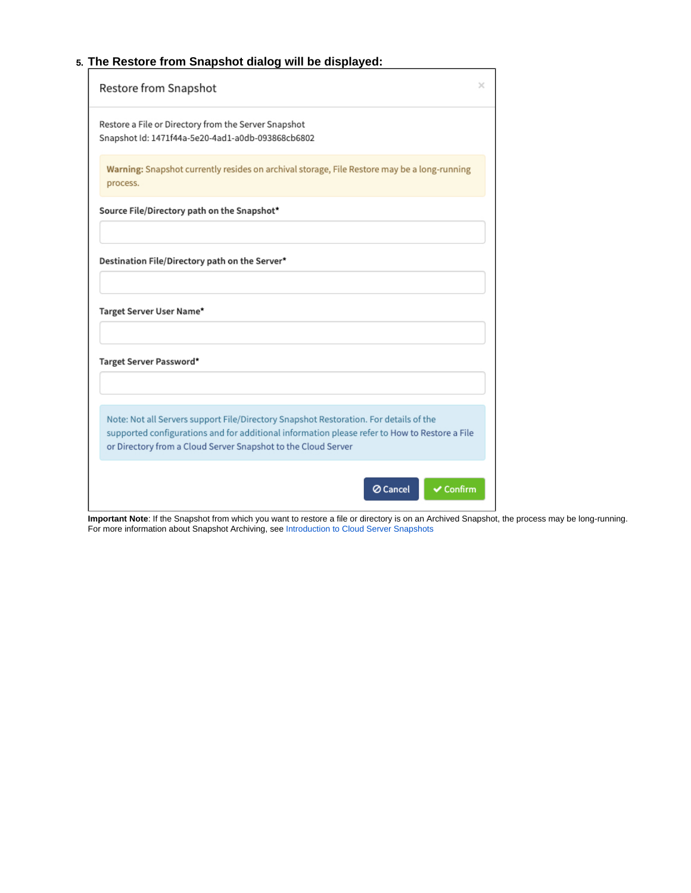5. **The Restore from Snapshot dialog will be displayed:**

Restore from Snapshot

Restore a File or Directory from the Server Snapshot
Snapshot Id: 1471f44a-5e20-4ad1-a0db-093868cb6802

**Warning:** Snapshot currently resides on archival storage, File Restore may be a long-running process.

**Source File/Directory path on the Snapshot***

**Destination File/Directory path on the Server***

**Target Server User Name***

**Target Server Password***

Note: Not all Servers support File/Directory Snapshot Restoration. For details of the supported configurations and for additional information please refer to How to Restore a File or Directory from a Cloud Server Snapshot to the Cloud Server

Cancel | Confirm

**Important Note**: If the Snapshot from which you want to restore a file or directory is on an Archived Snapshot, the process may be long-running. For more information about Snapshot Archiving, see Introduction to Cloud Server Snapshots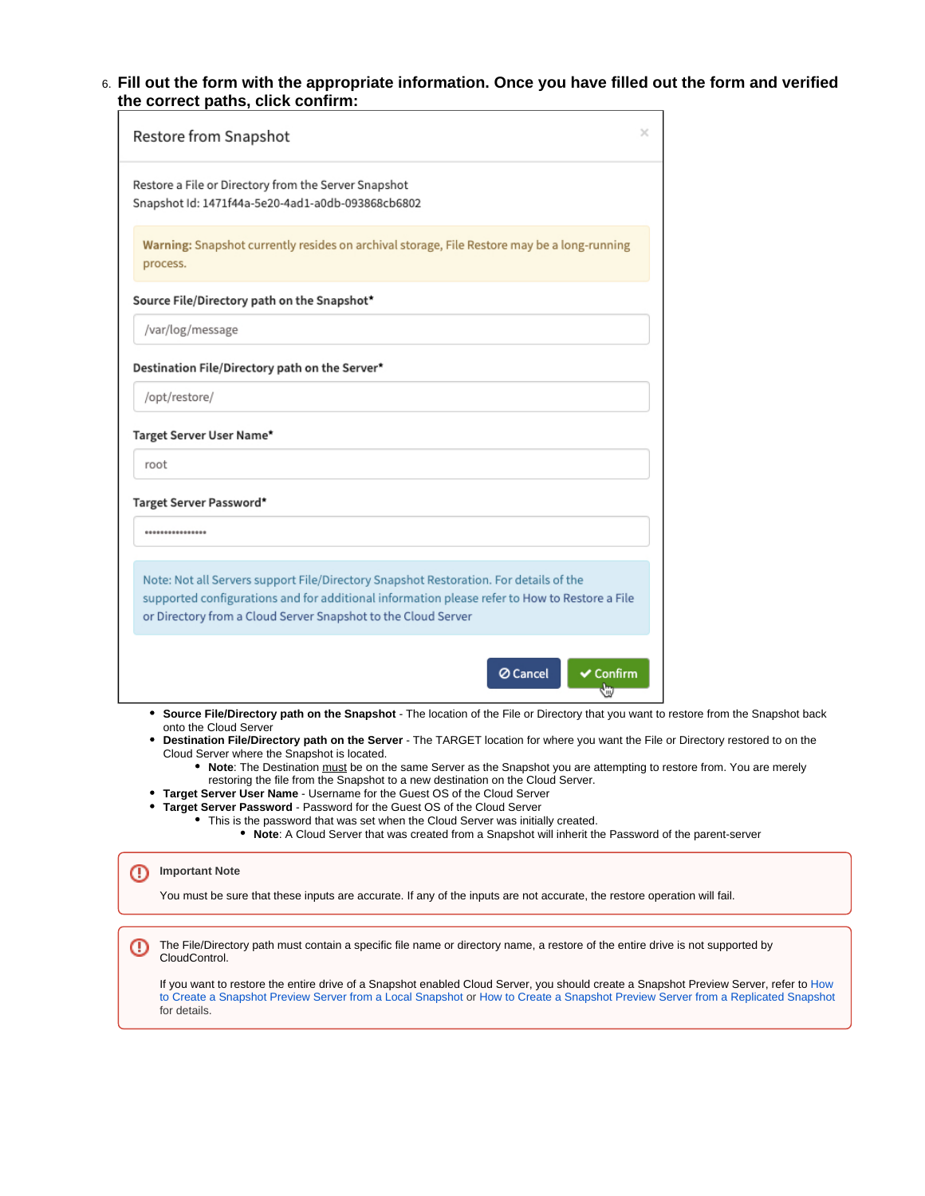6. **Fill out the form with the appropriate information. Once you have filled out the form and verified the correct paths, click confirm:**

Restore from Snapshot

Restore a File or Directory from the Server Snapshot
Snapshot Id: 1471f44a-5e20-4ad1-a0db-093868cb6802

**Warning:** Snapshot currently resides on archival storage, File Restore may be a long-running process.

**Source File/Directory path on the Snapshot***

/var/log/message

**Destination File/Directory path on the Server***

/opt/restore/

**Target Server User Name***

root

**Target Server Password***

••••••••••••••••

Note: Not all Servers support File/Directory Snapshot Restoration. For details of the supported configurations and for additional information please refer to How to Restore a File or Directory from a Cloud Server Snapshot to the Cloud Server

Cancel | Confirm

- **Source File/Directory path on the Snapshot** - The location of the File or Directory that you want to restore from the Snapshot back onto the Cloud Server
- **Destination File/Directory path on the Server** - The TARGET location for where you want the File or Directory restored to on the Cloud Server where the Snapshot is located.
  - **Note**: The Destination must be on the same Server as the Snapshot you are attempting to restore from. You are merely restoring the file from the Snapshot to a new destination on the Cloud Server.
- **Target Server User Name** - Username for the Guest OS of the Cloud Server
- **Target Server Password** - Password for the Guest OS of the Cloud Server
  - This is the password that was set when the Cloud Server was initially created.
    - **Note**: A Cloud Server that was created from a Snapshot will inherit the Password of the parent-server

> **Important Note**
>
> You must be sure that these inputs are accurate. If any of the inputs are not accurate, the restore operation will fail.

> The File/Directory path must contain a specific file name or directory name, a restore of the entire drive is not supported by CloudControl.
>
> If you want to restore the entire drive of a Snapshot enabled Cloud Server, you should create a Snapshot Preview Server, refer to How to Create a Snapshot Preview Server from a Local Snapshot or How to Create a Snapshot Preview Server from a Replicated Snapshot for details.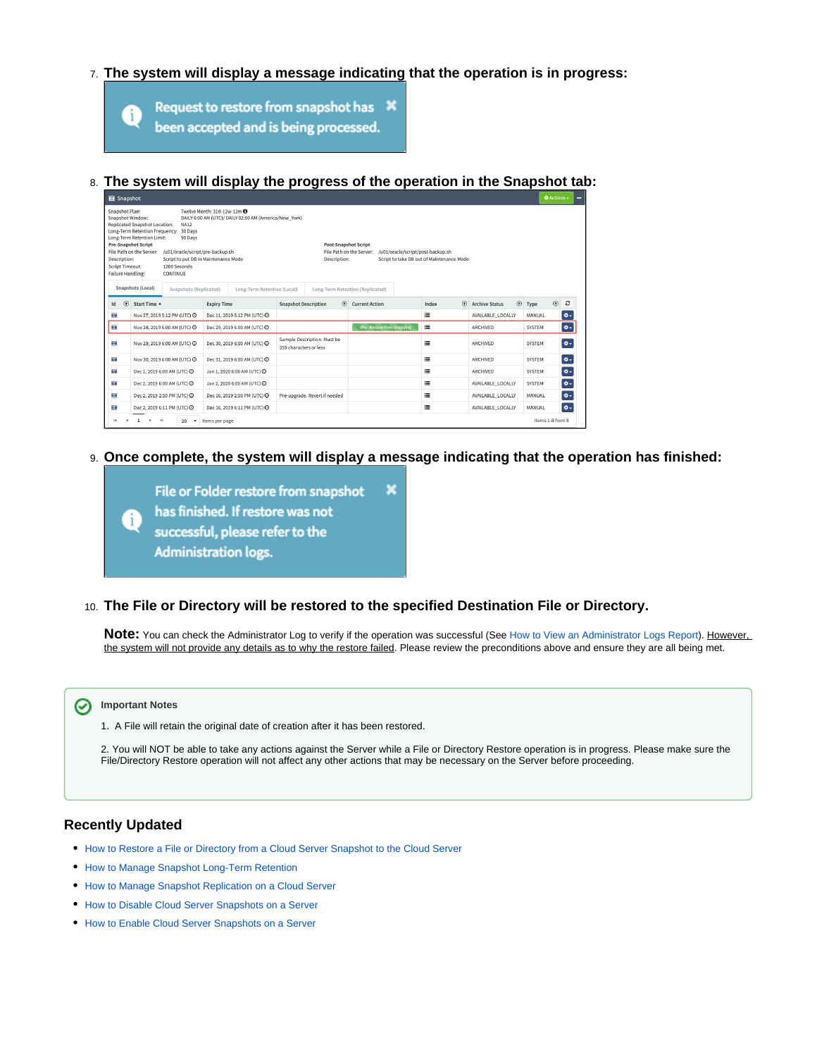7. **The system will display a message indicating that the operation is in progress:**

8. **The system will display the progress of the operation in the Snapshot tab:**

9. **Once complete, the system will display a message indicating that the operation has finished:**

10. **The File or Directory will be restored to the specified Destination File or Directory.**

**Note:** You can check the Administrator Log to verify if the operation was successful (See How to View an Administrator Logs Report). However, the system will not provide any details as to why the restore failed. Please review the preconditions above and ensure they are all being met.

**Important Notes**

1. A File will retain the original date of creation after it has been restored.

2. You will NOT be able to take any actions against the Server while a File or Directory Restore operation is in progress. Please make sure the File/Directory Restore operation will not affect any other actions that may be necessary on the Server before proceeding.

## Recently Updated

- How to Restore a File or Directory from a Cloud Server Snapshot to the Cloud Server
- How to Manage Snapshot Long-Term Retention
- How to Manage Snapshot Replication on a Cloud Server
- How to Disable Cloud Server Snapshots on a Server
- How to Enable Cloud Server Snapshots on a Server